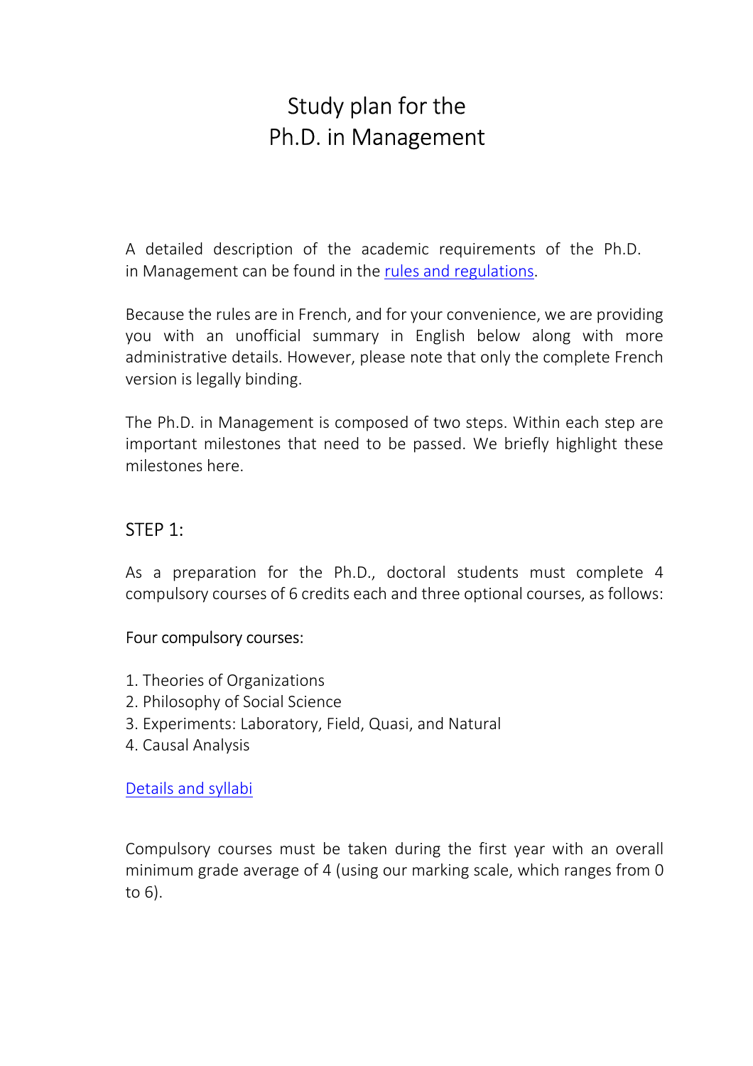# Study plan for the Ph.D. in Management

A detailed description of the academic requirements of the Ph.D. in Management can be found in the [rules and regulations](rules and regulations).

Because the rules are in French, and for your convenience, we are providing you with an unofficial summary in English below along with more administrative details. However, please note that only the complete French version is legally binding.

The Ph.D. in Management is composed of two steps. Within each step are important milestones that need to be passed. We briefly highlight these milestones here.

## STEP 1:

As a preparation for the Ph.D., doctoral students must complete 4 compulsory courses of 6 credits each and three optional courses, as follows:

### Four compulsory courses:

1. Theories of Organizations
2. Philosophy of Social Science
3. Experiments: Laboratory, Field, Quasi, and Natural
4. Causal Analysis

[Details and syllabi](Details and syllabi)

Compulsory courses must be taken during the first year with an overall minimum grade average of 4 (using our marking scale, which ranges from 0 to 6).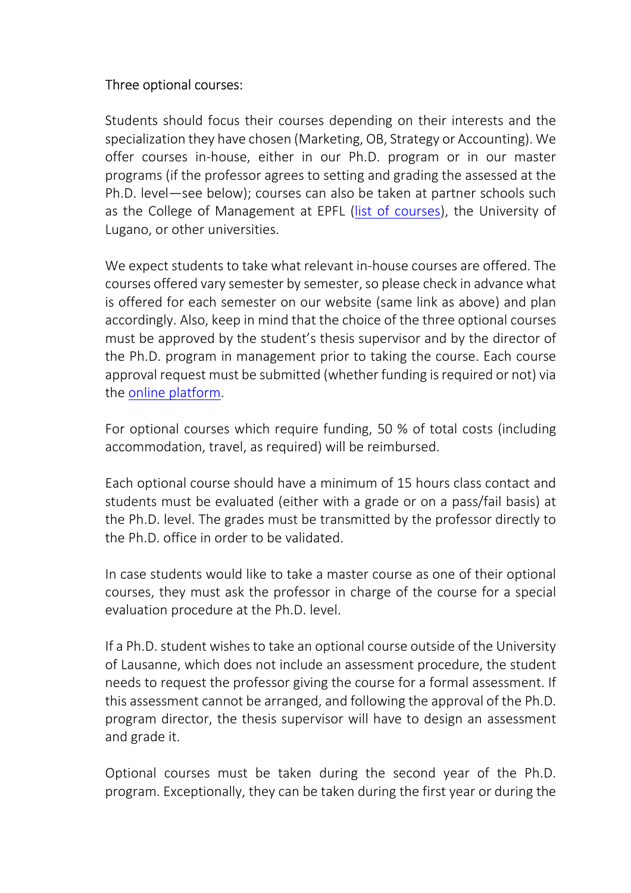Three optional courses:

Students should focus their courses depending on their interests and the specialization they have chosen (Marketing, OB, Strategy or Accounting). We offer courses in-house, either in our Ph.D. program or in our master programs (if the professor agrees to setting and grading the assessed at the Ph.D. level—see below); courses can also be taken at partner schools such as the College of Management at EPFL (list of courses), the University of Lugano, or other universities.

We expect students to take what relevant in-house courses are offered. The courses offered vary semester by semester, so please check in advance what is offered for each semester on our website (same link as above) and plan accordingly. Also, keep in mind that the choice of the three optional courses must be approved by the student's thesis supervisor and by the director of the Ph.D. program in management prior to taking the course. Each course approval request must be submitted (whether funding is required or not) via the online platform.

For optional courses which require funding, 50 % of total costs (including accommodation, travel, as required) will be reimbursed.

Each optional course should have a minimum of 15 hours class contact and students must be evaluated (either with a grade or on a pass/fail basis) at the Ph.D. level. The grades must be transmitted by the professor directly to the Ph.D. office in order to be validated.

In case students would like to take a master course as one of their optional courses, they must ask the professor in charge of the course for a special evaluation procedure at the Ph.D. level.

If a Ph.D. student wishes to take an optional course outside of the University of Lausanne, which does not include an assessment procedure, the student needs to request the professor giving the course for a formal assessment. If this assessment cannot be arranged, and following the approval of the Ph.D. program director, the thesis supervisor will have to design an assessment and grade it.

Optional courses must be taken during the second year of the Ph.D. program. Exceptionally, they can be taken during the first year or during the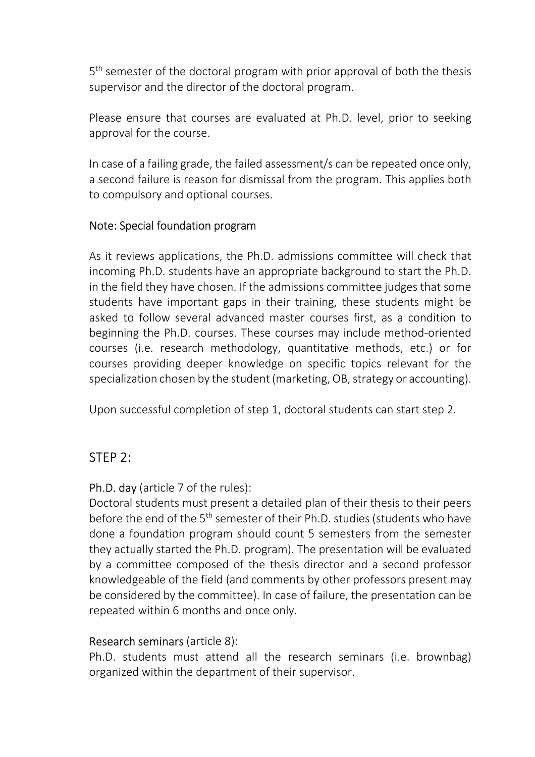5th semester of the doctoral program with prior approval of both the thesis supervisor and the director of the doctoral program.

Please ensure that courses are evaluated at Ph.D. level, prior to seeking approval for the course.

In case of a failing grade, the failed assessment/s can be repeated once only, a second failure is reason for dismissal from the program. This applies both to compulsory and optional courses.

Note: Special foundation program

As it reviews applications, the Ph.D. admissions committee will check that incoming Ph.D. students have an appropriate background to start the Ph.D. in the field they have chosen. If the admissions committee judges that some students have important gaps in their training, these students might be asked to follow several advanced master courses first, as a condition to beginning the Ph.D. courses. These courses may include method-oriented courses (i.e. research methodology, quantitative methods, etc.) or for courses providing deeper knowledge on specific topics relevant for the specialization chosen by the student (marketing, OB, strategy or accounting).

Upon successful completion of step 1, doctoral students can start step 2.

## STEP 2:

Ph.D. day (article 7 of the rules):
Doctoral students must present a detailed plan of their thesis to their peers before the end of the 5th semester of their Ph.D. studies (students who have done a foundation program should count 5 semesters from the semester they actually started the Ph.D. program). The presentation will be evaluated by a committee composed of the thesis director and a second professor knowledgeable of the field (and comments by other professors present may be considered by the committee). In case of failure, the presentation can be repeated within 6 months and once only.

Research seminars (article 8):
Ph.D. students must attend all the research seminars (i.e. brownbag) organized within the department of their supervisor.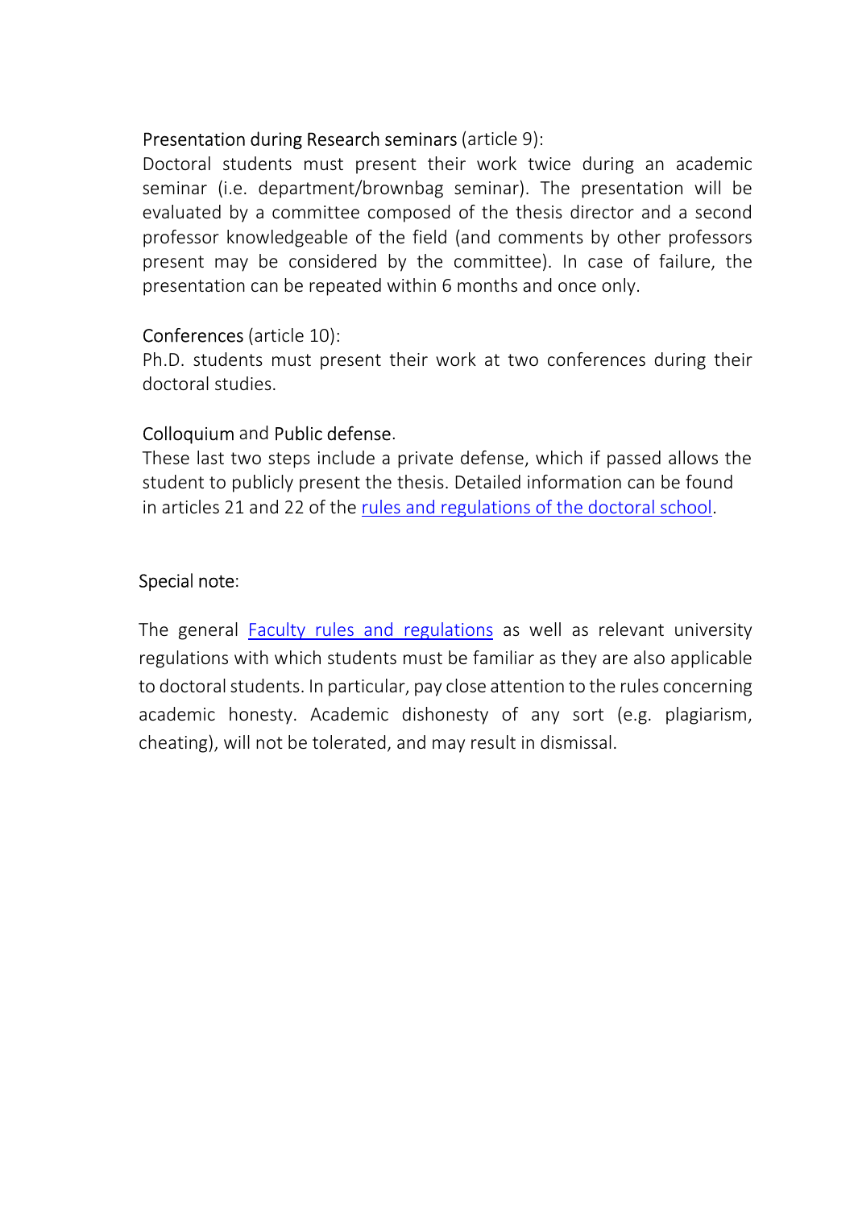Presentation during Research seminars (article 9):

Doctoral students must present their work twice during an academic seminar (i.e. department/brownbag seminar). The presentation will be evaluated by a committee composed of the thesis director and a second professor knowledgeable of the field (and comments by other professors present may be considered by the committee). In case of failure, the presentation can be repeated within 6 months and once only.

Conferences (article 10):

Ph.D. students must present their work at two conferences during their doctoral studies.

Colloquium and Public defense.

These last two steps include a private defense, which if passed allows the student to publicly present the thesis. Detailed information can be found in articles 21 and 22 of the rules and regulations of the doctoral school.

Special note:

The general Faculty rules and regulations as well as relevant university regulations with which students must be familiar as they are also applicable to doctoral students. In particular, pay close attention to the rules concerning academic honesty. Academic dishonesty of any sort (e.g. plagiarism, cheating), will not be tolerated, and may result in dismissal.